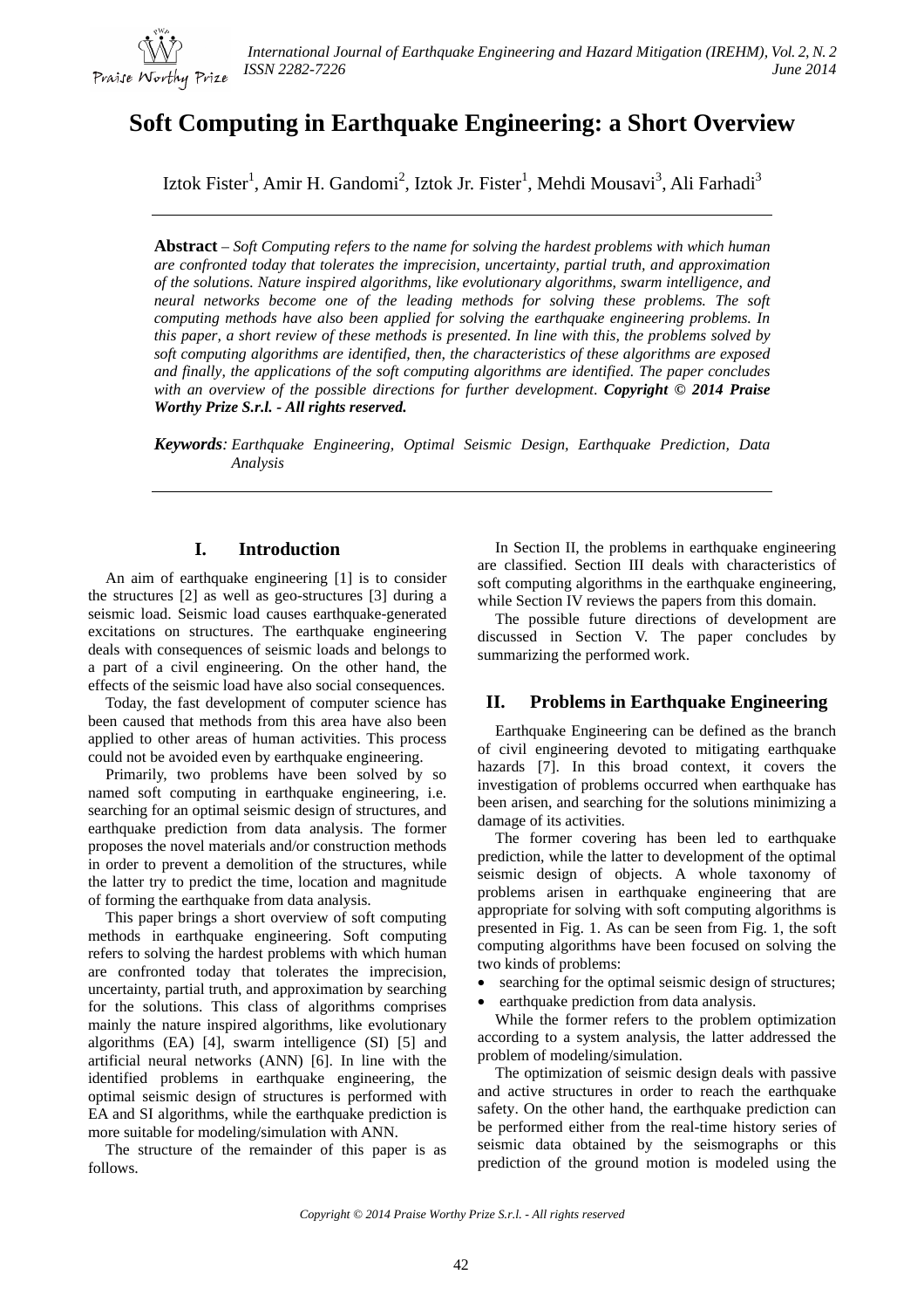# Soft Computing in Earthquake Engineering: a Short Overview

Iztok Fister[1], Amir H. Gandomi[2], Iztok Jr. Fister[1], Mehdi Mousavi[3], Ali Farhadi[3]

**Abstract** – *Soft Computing refers to the name for solving the hardest problems with which human are confronted today that tolerates the imprecision, uncertainty, partial truth, and approximation of the solutions. Nature inspired algorithms, like evolutionary algorithms, swarm intelligence, and neural networks become one of the leading methods for solving these problems. The soft computing methods have also been applied for solving the earthquake engineering problems. In this paper, a short review of these methods is presented. In line with this, the problems solved by soft computing algorithms are identified, then, the characteristics of these algorithms are exposed and finally, the applications of the soft computing algorithms are identified. The paper concludes with an overview of the possible directions for further development.* ***Copyright © 2014 Praise Worthy Prize S.r.l. - All rights reserved.***

***Keywords****: Earthquake Engineering, Optimal Seismic Design, Earthquake Prediction, Data Analysis*

## I. Introduction

An aim of earthquake engineering [1] is to consider the structures [2] as well as geo-structures [3] during a seismic load. Seismic load causes earthquake-generated excitations on structures. The earthquake engineering deals with consequences of seismic loads and belongs to a part of a civil engineering. On the other hand, the effects of the seismic load have also social consequences.

Today, the fast development of computer science has been caused that methods from this area have also been applied to other areas of human activities. This process could not be avoided even by earthquake engineering.

Primarily, two problems have been solved by so named soft computing in earthquake engineering, i.e. searching for an optimal seismic design of structures, and earthquake prediction from data analysis. The former proposes the novel materials and/or construction methods in order to prevent a demolition of the structures, while the latter try to predict the time, location and magnitude of forming the earthquake from data analysis.

This paper brings a short overview of soft computing methods in earthquake engineering. Soft computing refers to solving the hardest problems with which human are confronted today that tolerates the imprecision, uncertainty, partial truth, and approximation by searching for the solutions. This class of algorithms comprises mainly the nature inspired algorithms, like evolutionary algorithms (EA) [4], swarm intelligence (SI) [5] and artificial neural networks (ANN) [6]. In line with the identified problems in earthquake engineering, the optimal seismic design of structures is performed with EA and SI algorithms, while the earthquake prediction is more suitable for modeling/simulation with ANN.

The structure of the remainder of this paper is as follows.

In Section II, the problems in earthquake engineering are classified. Section III deals with characteristics of soft computing algorithms in the earthquake engineering, while Section IV reviews the papers from this domain.

The possible future directions of development are discussed in Section V. The paper concludes by summarizing the performed work.

## II. Problems in Earthquake Engineering

Earthquake Engineering can be defined as the branch of civil engineering devoted to mitigating earthquake hazards [7]. In this broad context, it covers the investigation of problems occurred when earthquake has been arisen, and searching for the solutions minimizing a damage of its activities.

The former covering has been led to earthquake prediction, while the latter to development of the optimal seismic design of objects. A whole taxonomy of problems arisen in earthquake engineering that are appropriate for solving with soft computing algorithms is presented in Fig. 1. As can be seen from Fig. 1, the soft computing algorithms have been focused on solving the two kinds of problems:

- searching for the optimal seismic design of structures;
- earthquake prediction from data analysis.

While the former refers to the problem optimization according to a system analysis, the latter addressed the problem of modeling/simulation.

The optimization of seismic design deals with passive and active structures in order to reach the earthquake safety. On the other hand, the earthquake prediction can be performed either from the real-time history series of seismic data obtained by the seismographs or this prediction of the ground motion is modeled using the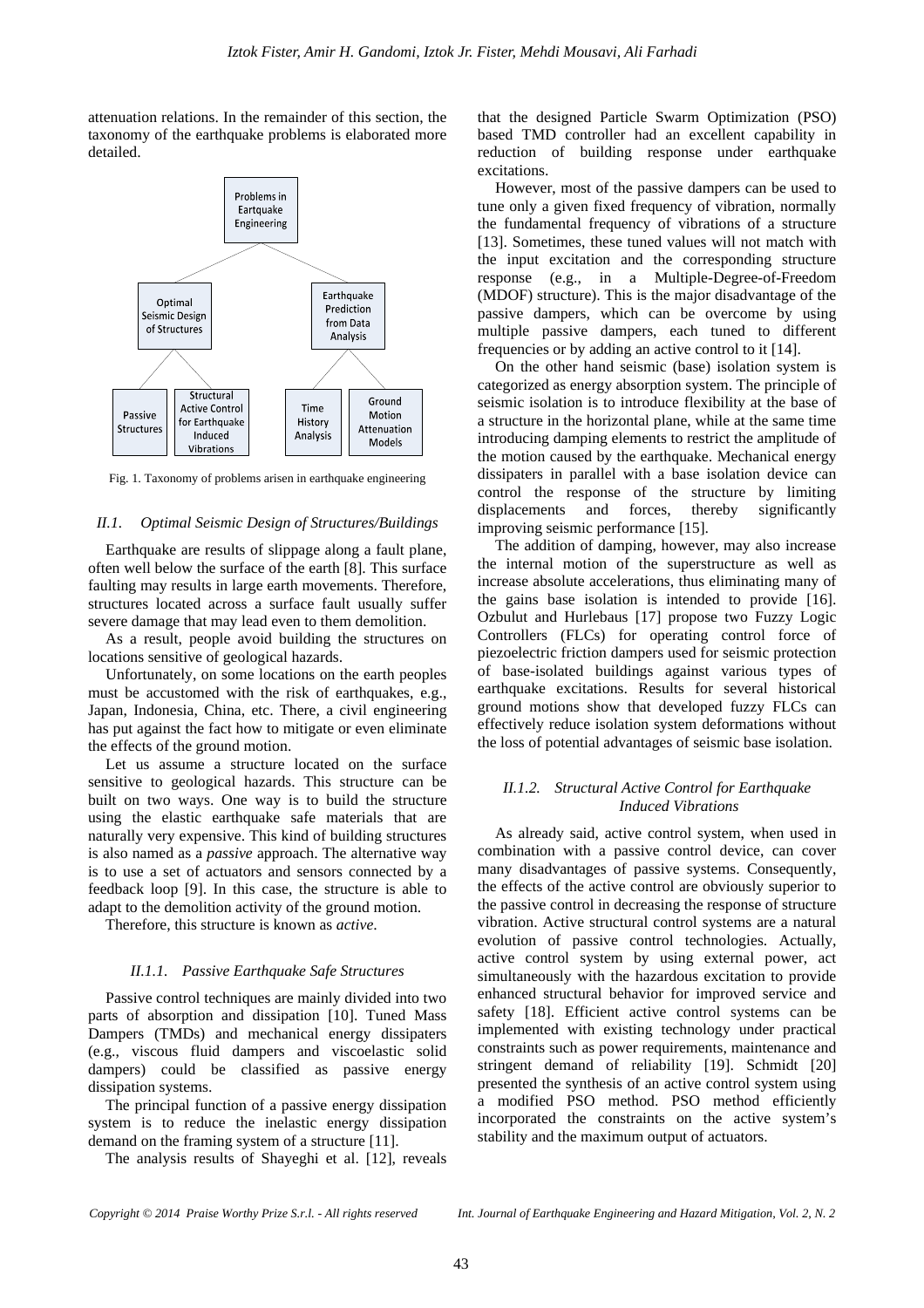attenuation relations. In the remainder of this section, the taxonomy of the earthquake problems is elaborated more detailed.

Fig. 1. Taxonomy of problems arisen in earthquake engineering

### II.1. Optimal Seismic Design of Structures/Buildings

Earthquake are results of slippage along a fault plane, often well below the surface of the earth [8]. This surface faulting may results in large earth movements. Therefore, structures located across a surface fault usually suffer severe damage that may lead even to them demolition.

As a result, people avoid building the structures on locations sensitive of geological hazards.

Unfortunately, on some locations on the earth peoples must be accustomed with the risk of earthquakes, e.g., Japan, Indonesia, China, etc. There, a civil engineering has put against the fact how to mitigate or even eliminate the effects of the ground motion.

Let us assume a structure located on the surface sensitive to geological hazards. This structure can be built on two ways. One way is to build the structure using the elastic earthquake safe materials that are naturally very expensive. This kind of building structures is also named as a *passive* approach. The alternative way is to use a set of actuators and sensors connected by a feedback loop [9]. In this case, the structure is able to adapt to the demolition activity of the ground motion.

Therefore, this structure is known as *active*.

#### II.1.1. Passive Earthquake Safe Structures

Passive control techniques are mainly divided into two parts of absorption and dissipation [10]. Tuned Mass Dampers (TMDs) and mechanical energy dissipaters (e.g., viscous fluid dampers and viscoelastic solid dampers) could be classified as passive energy dissipation systems.

The principal function of a passive energy dissipation system is to reduce the inelastic energy dissipation demand on the framing system of a structure [11].

The analysis results of Shayeghi et al. [12], reveals that the designed Particle Swarm Optimization (PSO) based TMD controller had an excellent capability in reduction of building response under earthquake excitations.

However, most of the passive dampers can be used to tune only a given fixed frequency of vibration, normally the fundamental frequency of vibrations of a structure [13]. Sometimes, these tuned values will not match with the input excitation and the corresponding structure response (e.g., in a Multiple-Degree-of-Freedom (MDOF) structure). This is the major disadvantage of the passive dampers, which can be overcome by using multiple passive dampers, each tuned to different frequencies or by adding an active control to it [14].

On the other hand seismic (base) isolation system is categorized as energy absorption system. The principle of seismic isolation is to introduce flexibility at the base of a structure in the horizontal plane, while at the same time introducing damping elements to restrict the amplitude of the motion caused by the earthquake. Mechanical energy dissipaters in parallel with a base isolation device can control the response of the structure by limiting displacements and forces, thereby significantly improving seismic performance [15].

The addition of damping, however, may also increase the internal motion of the superstructure as well as increase absolute accelerations, thus eliminating many of the gains base isolation is intended to provide [16]. Ozbulut and Hurlebaus [17] propose two Fuzzy Logic Controllers (FLCs) for operating control force of piezoelectric friction dampers used for seismic protection of base-isolated buildings against various types of earthquake excitations. Results for several historical ground motions show that developed fuzzy FLCs can effectively reduce isolation system deformations without the loss of potential advantages of seismic base isolation.

#### II.1.2. Structural Active Control for Earthquake Induced Vibrations

As already said, active control system, when used in combination with a passive control device, can cover many disadvantages of passive systems. Consequently, the effects of the active control are obviously superior to the passive control in decreasing the response of structure vibration. Active structural control systems are a natural evolution of passive control technologies. Actually, active control system by using external power, act simultaneously with the hazardous excitation to provide enhanced structural behavior for improved service and safety [18]. Efficient active control systems can be implemented with existing technology under practical constraints such as power requirements, maintenance and stringent demand of reliability [19]. Schmidt [20] presented the synthesis of an active control system using a modified PSO method. PSO method efficiently incorporated the constraints on the active system's stability and the maximum output of actuators.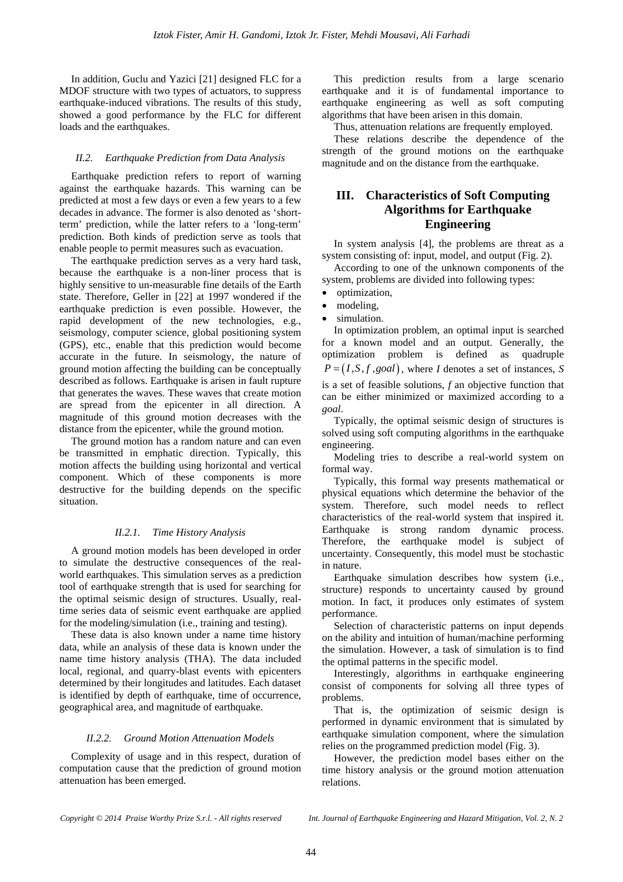In addition, Guclu and Yazici [21] designed FLC for a MDOF structure with two types of actuators, to suppress earthquake-induced vibrations. The results of this study, showed a good performance by the FLC for different loads and the earthquakes.

### *II.2. Earthquake Prediction from Data Analysis*

Earthquake prediction refers to report of warning against the earthquake hazards. This warning can be predicted at most a few days or even a few years to a few decades in advance. The former is also denoted as 'short-term' prediction, while the latter refers to a 'long-term' prediction. Both kinds of prediction serve as tools that enable people to permit measures such as evacuation.

The earthquake prediction serves as a very hard task, because the earthquake is a non-liner process that is highly sensitive to un-measurable fine details of the Earth state. Therefore, Geller in [22] at 1997 wondered if the earthquake prediction is even possible. However, the rapid development of the new technologies, e.g., seismology, computer science, global positioning system (GPS), etc., enable that this prediction would become accurate in the future. In seismology, the nature of ground motion affecting the building can be conceptually described as follows. Earthquake is arisen in fault rupture that generates the waves. These waves that create motion are spread from the epicenter in all direction. A magnitude of this ground motion decreases with the distance from the epicenter, while the ground motion.

The ground motion has a random nature and can even be transmitted in emphatic direction. Typically, this motion affects the building using horizontal and vertical component. Which of these components is more destructive for the building depends on the specific situation.

#### *II.2.1. Time History Analysis*

A ground motion models has been developed in order to simulate the destructive consequences of the real-world earthquakes. This simulation serves as a prediction tool of earthquake strength that is used for searching for the optimal seismic design of structures. Usually, real-time series data of seismic event earthquake are applied for the modeling/simulation (i.e., training and testing).

These data is also known under a name time history data, while an analysis of these data is known under the name time history analysis (THA). The data included local, regional, and quarry-blast events with epicenters determined by their longitudes and latitudes. Each dataset is identified by depth of earthquake, time of occurrence, geographical area, and magnitude of earthquake.

#### *II.2.2. Ground Motion Attenuation Models*

Complexity of usage and in this respect, duration of computation cause that the prediction of ground motion attenuation has been emerged.

This prediction results from a large scenario earthquake and it is of fundamental importance to earthquake engineering as well as soft computing algorithms that have been arisen in this domain.

Thus, attenuation relations are frequently employed.

These relations describe the dependence of the strength of the ground motions on the earthquake magnitude and on the distance from the earthquake.

## III. Characteristics of Soft Computing Algorithms for Earthquake Engineering

In system analysis [4], the problems are threat as a system consisting of: input, model, and output (Fig. 2).

According to one of the unknown components of the system, problems are divided into following types:

- optimization,
- modeling,
- simulation.

In optimization problem, an optimal input is searched for a known model and an output. Generally, the optimization problem is defined as quadruple $P = (I, S, f, goal)$, where *I* denotes a set of instances, *S* is a set of feasible solutions, *f* an objective function that can be either minimized or maximized according to a *goal*.

Typically, the optimal seismic design of structures is solved using soft computing algorithms in the earthquake engineering.

Modeling tries to describe a real-world system on formal way.

Typically, this formal way presents mathematical or physical equations which determine the behavior of the system. Therefore, such model needs to reflect characteristics of the real-world system that inspired it. Earthquake is strong random dynamic process. Therefore, the earthquake model is subject of uncertainty. Consequently, this model must be stochastic in nature.

Earthquake simulation describes how system (i.e., structure) responds to uncertainty caused by ground motion. In fact, it produces only estimates of system performance.

Selection of characteristic patterns on input depends on the ability and intuition of human/machine performing the simulation. However, a task of simulation is to find the optimal patterns in the specific model.

Interestingly, algorithms in earthquake engineering consist of components for solving all three types of problems.

That is, the optimization of seismic design is performed in dynamic environment that is simulated by earthquake simulation component, where the simulation relies on the programmed prediction model (Fig. 3).

However, the prediction model bases either on the time history analysis or the ground motion attenuation relations.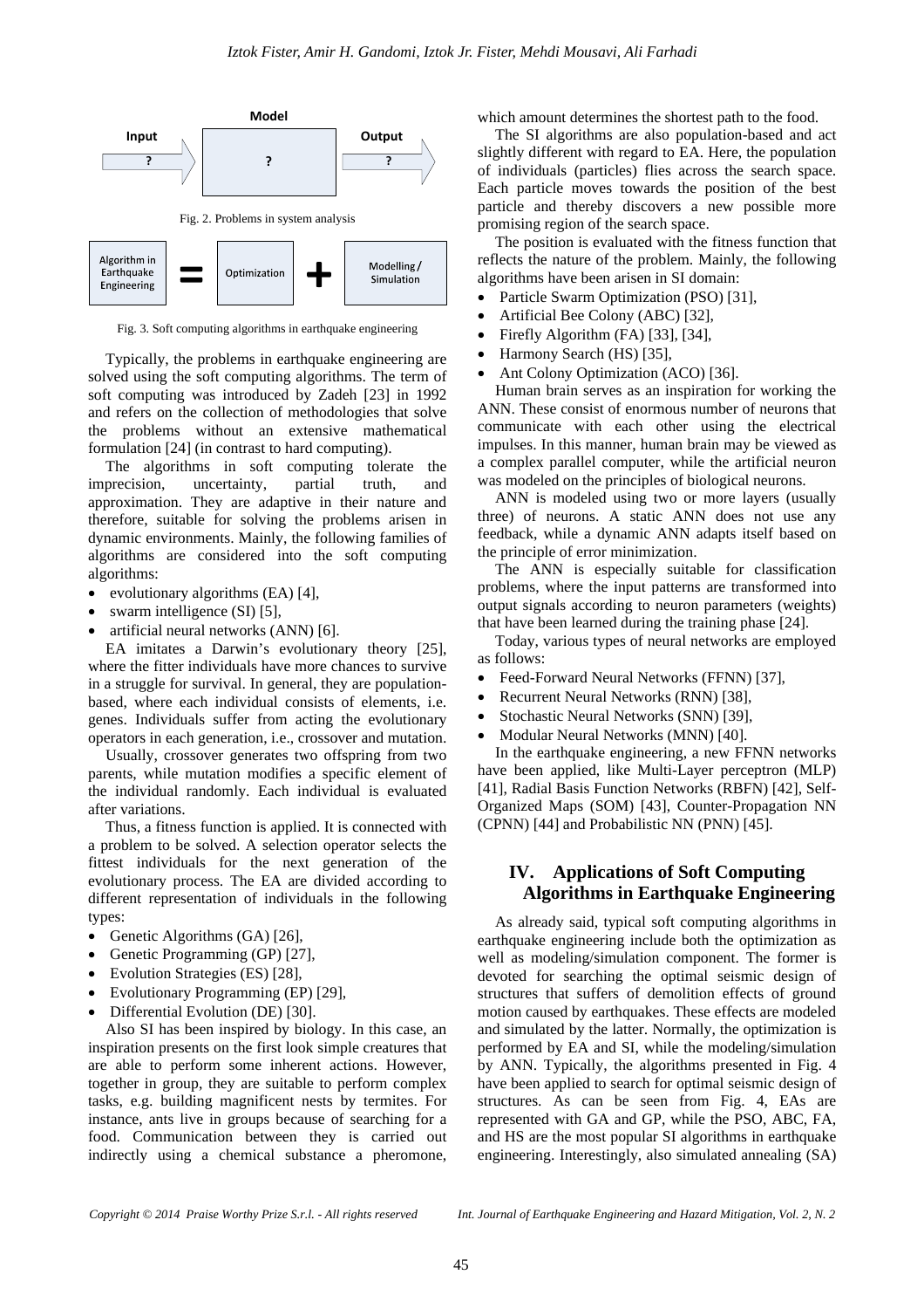Fig. 2. Problems in system analysis

Fig. 3. Soft computing algorithms in earthquake engineering

Typically, the problems in earthquake engineering are solved using the soft computing algorithms. The term of soft computing was introduced by Zadeh [23] in 1992 and refers on the collection of methodologies that solve the problems without an extensive mathematical formulation [24] (in contrast to hard computing).

The algorithms in soft computing tolerate the imprecision, uncertainty, partial truth, and approximation. They are adaptive in their nature and therefore, suitable for solving the problems arisen in dynamic environments. Mainly, the following families of algorithms are considered into the soft computing algorithms:

- evolutionary algorithms (EA) [4],
- swarm intelligence (SI) [5],
- artificial neural networks (ANN) [6].

EA imitates a Darwin's evolutionary theory [25], where the fitter individuals have more chances to survive in a struggle for survival. In general, they are population-based, where each individual consists of elements, i.e. genes. Individuals suffer from acting the evolutionary operators in each generation, i.e., crossover and mutation.

Usually, crossover generates two offspring from two parents, while mutation modifies a specific element of the individual randomly. Each individual is evaluated after variations.

Thus, a fitness function is applied. It is connected with a problem to be solved. A selection operator selects the fittest individuals for the next generation of the evolutionary process. The EA are divided according to different representation of individuals in the following types:

- Genetic Algorithms (GA) [26],
- Genetic Programming (GP) [27],
- Evolution Strategies (ES) [28],
- Evolutionary Programming (EP) [29],
- Differential Evolution (DE) [30].

Also SI has been inspired by biology. In this case, an inspiration presents on the first look simple creatures that are able to perform some inherent actions. However, together in group, they are suitable to perform complex tasks, e.g. building magnificent nests by termites. For instance, ants live in groups because of searching for a food. Communication between they is carried out indirectly using a chemical substance a pheromone, which amount determines the shortest path to the food.

The SI algorithms are also population-based and act slightly different with regard to EA. Here, the population of individuals (particles) flies across the search space. Each particle moves towards the position of the best particle and thereby discovers a new possible more promising region of the search space.

The position is evaluated with the fitness function that reflects the nature of the problem. Mainly, the following algorithms have been arisen in SI domain:

- Particle Swarm Optimization (PSO) [31],
- Artificial Bee Colony (ABC) [32],
- Firefly Algorithm (FA) [33], [34],
- Harmony Search (HS) [35],
- Ant Colony Optimization (ACO) [36].

Human brain serves as an inspiration for working the ANN. These consist of enormous number of neurons that communicate with each other using the electrical impulses. In this manner, human brain may be viewed as a complex parallel computer, while the artificial neuron was modeled on the principles of biological neurons.

ANN is modeled using two or more layers (usually three) of neurons. A static ANN does not use any feedback, while a dynamic ANN adapts itself based on the principle of error minimization.

The ANN is especially suitable for classification problems, where the input patterns are transformed into output signals according to neuron parameters (weights) that have been learned during the training phase [24].

Today, various types of neural networks are employed as follows:

- Feed-Forward Neural Networks (FFNN) [37],
- Recurrent Neural Networks (RNN) [38],
- Stochastic Neural Networks (SNN) [39],
- Modular Neural Networks (MNN) [40].

In the earthquake engineering, a new FFNN networks have been applied, like Multi-Layer perceptron (MLP) [41], Radial Basis Function Networks (RBFN) [42], Self-Organized Maps (SOM) [43], Counter-Propagation NN (CPNN) [44] and Probabilistic NN (PNN) [45].

## IV. Applications of Soft Computing Algorithms in Earthquake Engineering

As already said, typical soft computing algorithms in earthquake engineering include both the optimization as well as modeling/simulation component. The former is devoted for searching the optimal seismic design of structures that suffers of demolition effects of ground motion caused by earthquakes. These effects are modeled and simulated by the latter. Normally, the optimization is performed by EA and SI, while the modeling/simulation by ANN. Typically, the algorithms presented in Fig. 4 have been applied to search for optimal seismic design of structures. As can be seen from Fig. 4, EAs are represented with GA and GP, while the PSO, ABC, FA, and HS are the most popular SI algorithms in earthquake engineering. Interestingly, also simulated annealing (SA)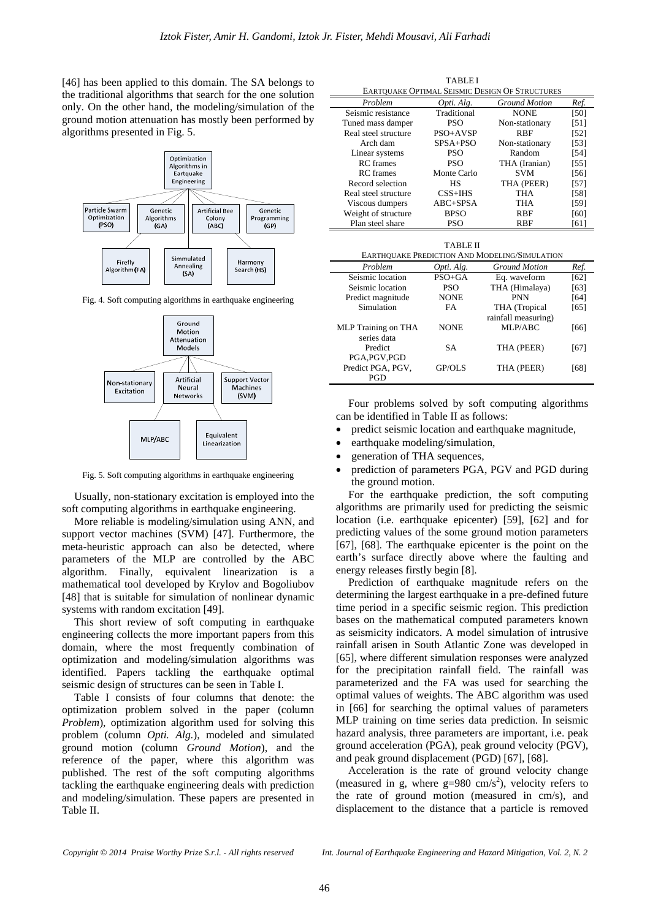[46] has been applied to this domain. The SA belongs to the traditional algorithms that search for the one solution only. On the other hand, the modeling/simulation of the ground motion attenuation has mostly been performed by algorithms presented in Fig. 5.

Optimization Algorithms in Eartquake Engineering

Particle Swarm Optimization (PSO) | Genetic Algorithms (GA) | Artificial Bee Colony (ABC) | Genetic Programming (GP)

Firefly Algorithm (FA) | Simmulated Annealing (SA) | Harmony Search (HS)

Fig. 4. Soft computing algorithms in earthquake engineering

Ground Motion Attenuation Models

Non-stationary Excitation | Artificial Neural Networks | Support Vector Machines (SVM)

MLP/ABC | Equivalent Linearization

Fig. 5. Soft computing algorithms in earthquake engineering

Usually, non-stationary excitation is employed into the soft computing algorithms in earthquake engineering.

More reliable is modeling/simulation using ANN, and support vector machines (SVM) [47]. Furthermore, the meta-heuristic approach can also be detected, where parameters of the MLP are controlled by the ABC algorithm. Finally, equivalent linearization is a mathematical tool developed by Krylov and Bogoliubov [48] that is suitable for simulation of nonlinear dynamic systems with random excitation [49].

This short review of soft computing in earthquake engineering collects the more important papers from this domain, where the most frequently combination of optimization and modeling/simulation algorithms was identified. Papers tackling the earthquake optimal seismic design of structures can be seen in Table I.

Table I consists of four columns that denote: the optimization problem solved in the paper (column *Problem*), optimization algorithm used for solving this problem (column *Opti. Alg.*), modeled and simulated ground motion (column *Ground Motion*), and the reference of the paper, where this algorithm was published. The rest of the soft computing algorithms tackling the earthquake engineering deals with prediction and modeling/simulation. These papers are presented in Table II.

TABLE I
EARTQUAKE OPTIMAL SEISMIC DESIGN OF STRUCTURES

| *Problem* | *Opti. Alg.* | *Ground Motion* | *Ref.* |
|---|---|---|---|
| Seismic resistance | Traditional | NONE | [50] |
| Tuned mass damper | PSO | Non-stationary | [51] |
| Real steel structure | PSO+AVSP | RBF | [52] |
| Arch dam | SPSA+PSO | Non-stationary | [53] |
| Linear systems | PSO | Random | [54] |
| RC frames | PSO | THA (Iranian) | [55] |
| RC frames | Monte Carlo | SVM | [56] |
| Record selection | HS | THA (PEER) | [57] |
| Real steel structure | CSS+IHS | THA | [58] |
| Viscous dumpers | ABC+SPSA | THA | [59] |
| Weight of structure | BPSO | RBF | [60] |
| Plan steel share | PSO | RBF | [61] |

TABLE II
EARTHQUAKE PREDICTION AND MODELING/SIMULATION

| *Problem* | *Opti. Alg.* | *Ground Motion* | *Ref.* |
|---|---|---|---|
| Seismic location | PSO+GA | Eq. waveform | [62] |
| Seismic location | PSO | THA (Himalaya) | [63] |
| Predict magnitude | NONE | PNN | [64] |
| Simulation | FA | THA (Tropical rainfall measuring) | [65] |
| MLP Training on THA series data | NONE | MLP/ABC | [66] |
| Predict PGA,PGV,PGD | SA | THA (PEER) | [67] |
| Predict PGA, PGV, PGD | GP/OLS | THA (PEER) | [68] |

Four problems solved by soft computing algorithms can be identified in Table II as follows:

- predict seismic location and earthquake magnitude,
- earthquake modeling/simulation,
- generation of THA sequences,
- prediction of parameters PGA, PGV and PGD during the ground motion.

For the earthquake prediction, the soft computing algorithms are primarily used for predicting the seismic location (i.e. earthquake epicenter) [59], [62] and for predicting values of the some ground motion parameters [67], [68]. The earthquake epicenter is the point on the earth's surface directly above where the faulting and energy releases firstly begin [8].

Prediction of earthquake magnitude refers on the determining the largest earthquake in a pre-defined future time period in a specific seismic region. This prediction bases on the mathematical computed parameters known as seismicity indicators. A model simulation of intrusive rainfall arisen in South Atlantic Zone was developed in [65], where different simulation responses were analyzed for the precipitation rainfall field. The rainfall was parameterized and the FA was used for searching the optimal values of weights. The ABC algorithm was used in [66] for searching the optimal values of parameters MLP training on time series data prediction. In seismic hazard analysis, three parameters are important, i.e. peak ground acceleration (PGA), peak ground velocity (PGV), and peak ground displacement (PGD) [67], [68].

Acceleration is the rate of ground velocity change (measured in g, where g=980 $cm/s^2$), velocity refers to the rate of ground motion (measured in cm/s), and displacement to the distance that a particle is removed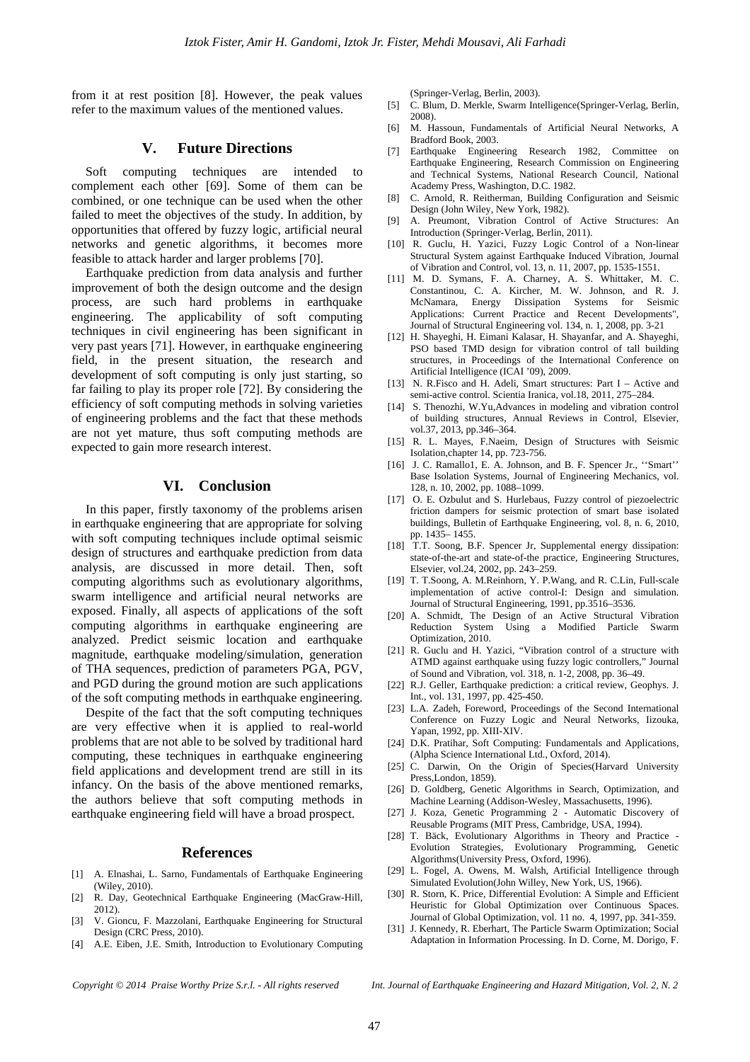from it at rest position [8]. However, the peak values refer to the maximum values of the mentioned values.

## V. Future Directions

Soft computing techniques are intended to complement each other [69]. Some of them can be combined, or one technique can be used when the other failed to meet the objectives of the study. In addition, by opportunities that offered by fuzzy logic, artificial neural networks and genetic algorithms, it becomes more feasible to attack harder and larger problems [70].

Earthquake prediction from data analysis and further improvement of both the design outcome and the design process, are such hard problems in earthquake engineering. The applicability of soft computing techniques in civil engineering has been significant in very past years [71]. However, in earthquake engineering field, in the present situation, the research and development of soft computing is only just starting, so far failing to play its proper role [72]. By considering the efficiency of soft computing methods in solving varieties of engineering problems and the fact that these methods are not yet mature, thus soft computing methods are expected to gain more research interest.

## VI. Conclusion

In this paper, firstly taxonomy of the problems arisen in earthquake engineering that are appropriate for solving with soft computing techniques include optimal seismic design of structures and earthquake prediction from data analysis, are discussed in more detail. Then, soft computing algorithms such as evolutionary algorithms, swarm intelligence and artificial neural networks are exposed. Finally, all aspects of applications of the soft computing algorithms in earthquake engineering are analyzed. Predict seismic location and earthquake magnitude, earthquake modeling/simulation, generation of THA sequences, prediction of parameters PGA, PGV, and PGD during the ground motion are such applications of the soft computing methods in earthquake engineering.

Despite of the fact that the soft computing techniques are very effective when it is applied to real-world problems that are not able to be solved by traditional hard computing, these techniques in earthquake engineering field applications and development trend are still in its infancy. On the basis of the above mentioned remarks, the authors believe that soft computing methods in earthquake engineering field will have a broad prospect.

## References

[1] A. Elnashai, L. Sarno, Fundamentals of Earthquake Engineering (Wiley, 2010).

[2] R. Day, Geotechnical Earthquake Engineering (MacGraw-Hill, 2012).

[3] V. Gioncu, F. Mazzolani, Earthquake Engineering for Structural Design (CRC Press, 2010).

[4] A.E. Eiben, J.E. Smith, Introduction to Evolutionary Computing (Springer-Verlag, Berlin, 2003).

[5] C. Blum, D. Merkle, Swarm Intelligence(Springer-Verlag, Berlin, 2008).

[6] M. Hassoun, Fundamentals of Artificial Neural Networks, A Bradford Book, 2003.

[7] Earthquake Engineering Research 1982, Committee on Earthquake Engineering, Research Commission on Engineering and Technical Systems, National Research Council, National Academy Press, Washington, D.C. 1982.

[8] C. Arnold, R. Reitherman, Building Configuration and Seismic Design (John Wiley, New York, 1982).

[9] A. Preumont, Vibration Control of Active Structures: An Introduction (Springer-Verlag, Berlin, 2011).

[10] R. Guclu, H. Yazici, Fuzzy Logic Control of a Non-linear Structural System against Earthquake Induced Vibration, Journal of Vibration and Control, vol. 13, n. 11, 2007, pp. 1535-1551.

[11] M. D. Symans, F. A. Charney, A. S. Whittaker, M. C. Constantinou, C. A. Kircher, M. W. Johnson, and R. J. McNamara, Energy Dissipation Systems for Seismic Applications: Current Practice and Recent Developments", Journal of Structural Engineering vol. 134, n. 1, 2008, pp. 3-21

[12] H. Shayeghi, H. Eimani Kalasar, H. Shayanfar, and A. Shayeghi, PSO based TMD design for vibration control of tall building structures, in Proceedings of the International Conference on Artificial Intelligence (ICAI '09), 2009.

[13] N. R.Fisco and H. Adeli, Smart structures: Part I – Active and semi-active control. Scientia Iranica, vol.18, 2011, 275–284.

[14] S. Thenozhi, W.Yu,Advances in modeling and vibration control of building structures, Annual Reviews in Control, Elsevier, vol.37, 2013, pp.346–364.

[15] R. L. Mayes, F.Naeim, Design of Structures with Seismic Isolation,chapter 14, pp. 723-756.

[16] J. C. Ramallo1, E. A. Johnson, and B. F. Spencer Jr., ''Smart'' Base Isolation Systems, Journal of Engineering Mechanics, vol. 128, n. 10, 2002, pp. 1088–1099.

[17] O. E. Ozbulut and S. Hurlebaus, Fuzzy control of piezoelectric friction dampers for seismic protection of smart base isolated buildings, Bulletin of Earthquake Engineering, vol. 8, n. 6, 2010, pp. 1435– 1455.

[18] T.T. Soong, B.F. Spencer Jr, Supplemental energy dissipation: state-of-the-art and state-of-the practice, Engineering Structures, Elsevier, vol.24, 2002, pp. 243–259.

[19] T. T.Soong, A. M.Reinhorn, Y. P.Wang, and R. C.Lin, Full-scale implementation of active control-I: Design and simulation. Journal of Structural Engineering, 1991, pp.3516–3536.

[20] A. Schmidt, The Design of an Active Structural Vibration Reduction System Using a Modified Particle Swarm Optimization, 2010.

[21] R. Guclu and H. Yazici, "Vibration control of a structure with ATMD against earthquake using fuzzy logic controllers," Journal of Sound and Vibration, vol. 318, n. 1-2, 2008, pp. 36–49.

[22] R.J. Geller, Earthquake prediction: a critical review, Geophys. J. Int., vol. 131, 1997, pp. 425-450.

[23] L.A. Zadeh, Foreword, Proceedings of the Second International Conference on Fuzzy Logic and Neural Networks, Iizouka, Yapan, 1992, pp. XIII-XIV.

[24] D.K. Pratihar, Soft Computing: Fundamentals and Applications, (Alpha Science International Ltd., Oxford, 2014).

[25] C. Darwin, On the Origin of Species(Harvard University Press,London, 1859).

[26] D. Goldberg, Genetic Algorithms in Search, Optimization, and Machine Learning (Addison-Wesley, Massachusetts, 1996).

[27] J. Koza, Genetic Programming 2 - Automatic Discovery of Reusable Programs (MIT Press, Cambridge, USA, 1994).

[28] T. Bäck, Evolutionary Algorithms in Theory and Practice - Evolution Strategies, Evolutionary Programming, Genetic Algorithms(University Press, Oxford, 1996).

[29] L. Fogel, A. Owens, M. Walsh, Artificial Intelligence through Simulated Evolution(John Willey, New York, US, 1966).

[30] R. Storn, K. Price, Differential Evolution: A Simple and Efficient Heuristic for Global Optimization over Continuous Spaces. Journal of Global Optimization, vol. 11 no. 4, 1997, pp. 341-359.

[31] J. Kennedy, R. Eberhart, The Particle Swarm Optimization; Social Adaptation in Information Processing. In D. Corne, M. Dorigo, F.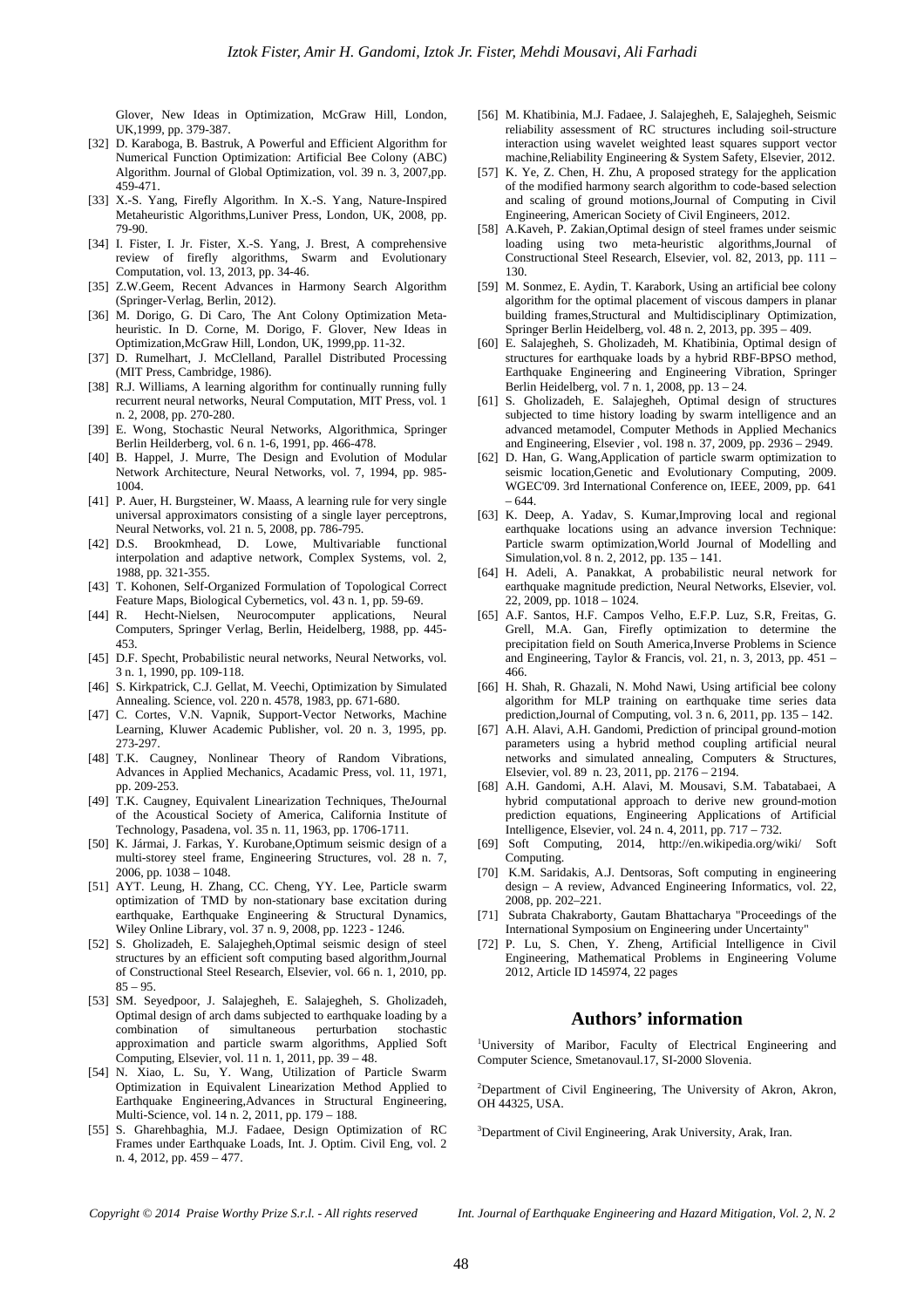Glover, New Ideas in Optimization, McGraw Hill, London, UK,1999, pp. 379-387.

[32] D. Karaboga, B. Bastruk, A Powerful and Efficient Algorithm for Numerical Function Optimization: Artificial Bee Colony (ABC) Algorithm. Journal of Global Optimization, vol. 39 n. 3, 2007,pp. 459-471.

[33] X.-S. Yang, Firefly Algorithm. In X.-S. Yang, Nature-Inspired Metaheuristic Algorithms,Luniver Press, London, UK, 2008, pp. 79-90.

[34] I. Fister, I. Jr. Fister, X.-S. Yang, J. Brest, A comprehensive review of firefly algorithms, Swarm and Evolutionary Computation, vol. 13, 2013, pp. 34-46.

[35] Z.W.Geem, Recent Advances in Harmony Search Algorithm (Springer-Verlag, Berlin, 2012).

[36] M. Dorigo, G. Di Caro, The Ant Colony Optimization Meta-heuristic. In D. Corne, M. Dorigo, F. Glover, New Ideas in Optimization,McGraw Hill, London, UK, 1999,pp. 11-32.

[37] D. Rumelhart, J. McClelland, Parallel Distributed Processing (MIT Press, Cambridge, 1986).

[38] R.J. Williams, A learning algorithm for continually running fully recurrent neural networks, Neural Computation, MIT Press, vol. 1 n. 2, 2008, pp. 270-280.

[39] E. Wong, Stochastic Neural Networks, Algorithmica, Springer Berlin Heilderberg, vol. 6 n. 1-6, 1991, pp. 466-478.

[40] B. Happel, J. Murre, The Design and Evolution of Modular Network Architecture, Neural Networks, vol. 7, 1994, pp. 985-1004.

[41] P. Auer, H. Burgsteiner, W. Maass, A learning rule for very single universal approximators consisting of a single layer perceptrons, Neural Networks, vol. 21 n. 5, 2008, pp. 786-795.

[42] D.S. Brookmhead, D. Lowe, Multivariable functional interpolation and adaptive network, Complex Systems, vol. 2, 1988, pp. 321-355.

[43] T. Kohonen, Self-Organized Formulation of Topological Correct Feature Maps, Biological Cybernetics, vol. 43 n. 1, pp. 59-69.

[44] R. Hecht-Nielsen, Neurocomputer applications, Neural Computers, Springer Verlag, Berlin, Heidelberg, 1988, pp. 445-453.

[45] D.F. Specht, Probabilistic neural networks, Neural Networks, vol. 3 n. 1, 1990, pp. 109-118.

[46] S. Kirkpatrick, C.J. Gellat, M. Veechi, Optimization by Simulated Annealing. Science, vol. 220 n. 4578, 1983, pp. 671-680.

[47] C. Cortes, V.N. Vapnik, Support-Vector Networks, Machine Learning, Kluwer Academic Publisher, vol. 20 n. 3, 1995, pp. 273-297.

[48] T.K. Caugney, Nonlinear Theory of Random Vibrations, Advances in Applied Mechanics, Acadamic Press, vol. 11, 1971, pp. 209-253.

[49] T.K. Caugney, Equivalent Linearization Techniques, TheJournal of the Acoustical Society of America, California Institute of Technology, Pasadena, vol. 35 n. 11, 1963, pp. 1706-1711.

[50] K. Jármai, J. Farkas, Y. Kurobane,Optimum seismic design of a multi-storey steel frame, Engineering Structures, vol. 28 n. 7, 2006, pp. 1038 – 1048.

[51] AYT. Leung, H. Zhang, CC. Cheng, YY. Lee, Particle swarm optimization of TMD by non-stationary base excitation during earthquake, Earthquake Engineering & Structural Dynamics, Wiley Online Library, vol. 37 n. 9, 2008, pp. 1223 - 1246.

[52] S. Gholizadeh, E. Salajegheh,Optimal seismic design of steel structures by an efficient soft computing based algorithm,Journal of Constructional Steel Research, Elsevier, vol. 66 n. 1, 2010, pp. 85 – 95.

[53] SM. Seyedpoor, J. Salajegheh, E. Salajegheh, S. Gholizadeh, Optimal design of arch dams subjected to earthquake loading by a combination of simultaneous perturbation stochastic approximation and particle swarm algorithms, Applied Soft Computing, Elsevier, vol. 11 n. 1, 2011, pp. 39 – 48.

[54] N. Xiao, L. Su, Y. Wang, Utilization of Particle Swarm Optimization in Equivalent Linearization Method Applied to Earthquake Engineering,Advances in Structural Engineering, Multi-Science, vol. 14 n. 2, 2011, pp. 179 – 188.

[55] S. Gharehbaghia, M.J. Fadaee, Design Optimization of RC Frames under Earthquake Loads, Int. J. Optim. Civil Eng, vol. 2 n. 4, 2012, pp. 459 – 477.

[56] M. Khatibinia, M.J. Fadaee, J. Salajegheh, E, Salajegheh, Seismic reliability assessment of RC structures including soil-structure interaction using wavelet weighted least squares support vector machine,Reliability Engineering & System Safety, Elsevier, 2012.

[57] K. Ye, Z. Chen, H. Zhu, A proposed strategy for the application of the modified harmony search algorithm to code-based selection and scaling of ground motions,Journal of Computing in Civil Engineering, American Society of Civil Engineers, 2012.

[58] A.Kaveh, P. Zakian,Optimal design of steel frames under seismic loading using two meta-heuristic algorithms,Journal of Constructional Steel Research, Elsevier, vol. 82, 2013, pp. 111 – 130.

[59] M. Sonmez, E. Aydin, T. Karabork, Using an artificial bee colony algorithm for the optimal placement of viscous dampers in planar building frames,Structural and Multidisciplinary Optimization, Springer Berlin Heidelberg, vol. 48 n. 2, 2013, pp. 395 – 409.

[60] E. Salajegheh, S. Gholizadeh, M. Khatibinia, Optimal design of structures for earthquake loads by a hybrid RBF-BPSO method, Earthquake Engineering and Engineering Vibration, Springer Berlin Heidelberg, vol. 7 n. 1, 2008, pp. 13 – 24.

[61] S. Gholizadeh, E. Salajegheh, Optimal design of structures subjected to time history loading by swarm intelligence and an advanced metamodel, Computer Methods in Applied Mechanics and Engineering, Elsevier , vol. 198 n. 37, 2009, pp. 2936 – 2949.

[62] D. Han, G. Wang,Application of particle swarm optimization to seismic location,Genetic and Evolutionary Computing, 2009. WGEC'09. 3rd International Conference on, IEEE, 2009, pp. 641 – 644.

[63] K. Deep, A. Yadav, S. Kumar,Improving local and regional earthquake locations using an advance inversion Technique: Particle swarm optimization,World Journal of Modelling and Simulation,vol. 8 n. 2, 2012, pp. 135 – 141.

[64] H. Adeli, A. Panakkat, A probabilistic neural network for earthquake magnitude prediction, Neural Networks, Elsevier, vol. 22, 2009, pp. 1018 – 1024.

[65] A.F. Santos, H.F. Campos Velho, E.F.P. Luz, S.R, Freitas, G. Grell, M.A. Gan, Firefly optimization to determine the precipitation field on South America,Inverse Problems in Science and Engineering, Taylor & Francis, vol. 21, n. 3, 2013, pp. 451 – 466.

[66] H. Shah, R. Ghazali, N. Mohd Nawi, Using artificial bee colony algorithm for MLP training on earthquake time series data prediction,Journal of Computing, vol. 3 n. 6, 2011, pp. 135 – 142.

[67] A.H. Alavi, A.H. Gandomi, Prediction of principal ground-motion parameters using a hybrid method coupling artificial neural networks and simulated annealing, Computers & Structures, Elsevier, vol. 89 n. 23, 2011, pp. 2176 – 2194.

[68] A.H. Gandomi, A.H. Alavi, M. Mousavi, S.M. Tabatabaei, A hybrid computational approach to derive new ground-motion prediction equations, Engineering Applications of Artificial Intelligence, Elsevier, vol. 24 n. 4, 2011, pp. 717 – 732.

[69] Soft Computing, 2014, http://en.wikipedia.org/wiki/ Soft Computing.

[70] K.M. Saridakis, A.J. Dentsoras, Soft computing in engineering design – A review, Advanced Engineering Informatics, vol. 22, 2008, pp. 202–221.

[71] Subrata Chakraborty, Gautam Bhattacharya "Proceedings of the International Symposium on Engineering under Uncertainty"

[72] P. Lu, S. Chen, Y. Zheng, Artificial Intelligence in Civil Engineering, Mathematical Problems in Engineering Volume 2012, Article ID 145974, 22 pages

## Authors' information

[1]University of Maribor, Faculty of Electrical Engineering and Computer Science, Smetanovaul.17, SI-2000 Slovenia.

[2]Department of Civil Engineering, The University of Akron, Akron, OH 44325, USA.

[3]Department of Civil Engineering, Arak University, Arak, Iran.